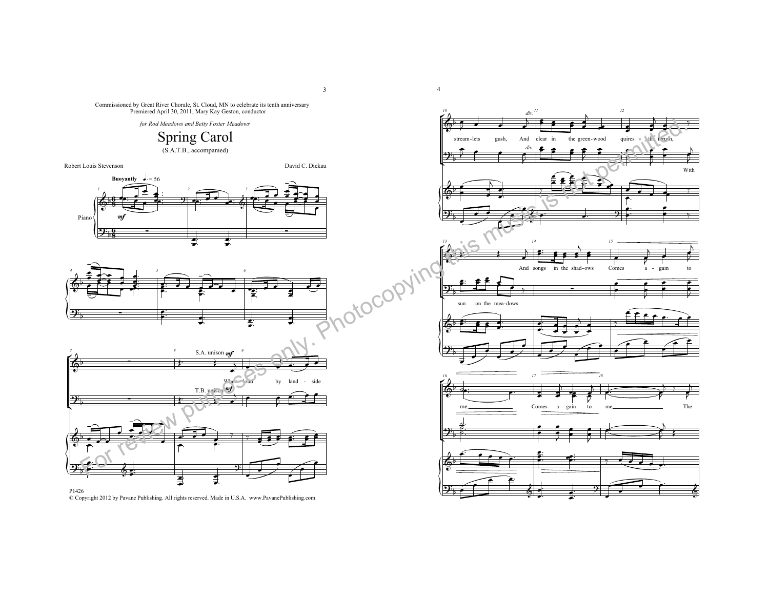Commissioned by Great River Chorale, St. Cloud, MN to celebrate its tenth anniversary
Premiered April 30, 2011, Mary Kay Geston, conductor

*for Rod Meadows and Betty Foster Meadows*

# Spring Carol

(S.A.T.B., accompanied)

Robert Louis Stevenson

David C. Dickau

**Buoyantly** ♩. = 56

When loud by land - side stream-lets gush, And clear in the green-wood quires the thrush, With sun on the mea-dows And songs in the shad-ows Comes a - gain to me, Comes a - gain to me The

P1426

© Copyright 2012 by Pavane Publishing. All rights reserved. Made in U.S.A. www.PavanePublishing.com

For review purposes only. Photocopying this music is not permitted.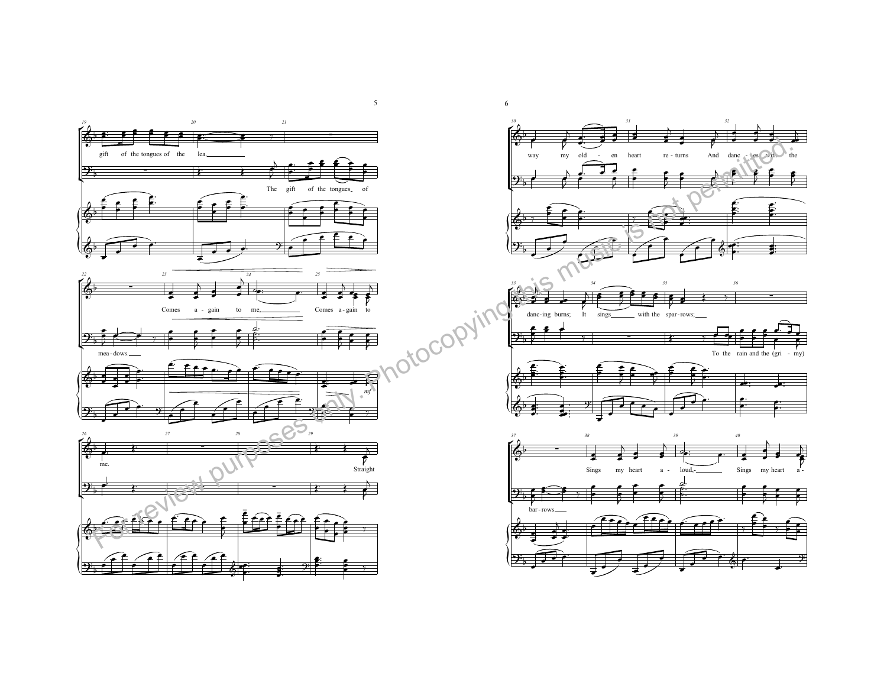gift of the tongues of the lea,

The gift of the tongues of mea - dows.

Comes a - gain to me, Comes a - gain to me.

Straight way my old - en heart re - turns And danc - es with the danc - ing burns; It sings with the spar - rows;

To the rain and the (gri - my) bar - rows

Sings my heart a - loud,- Sings my heart a -

*mf*

For review purposes only. Photocopying this music is not permitted.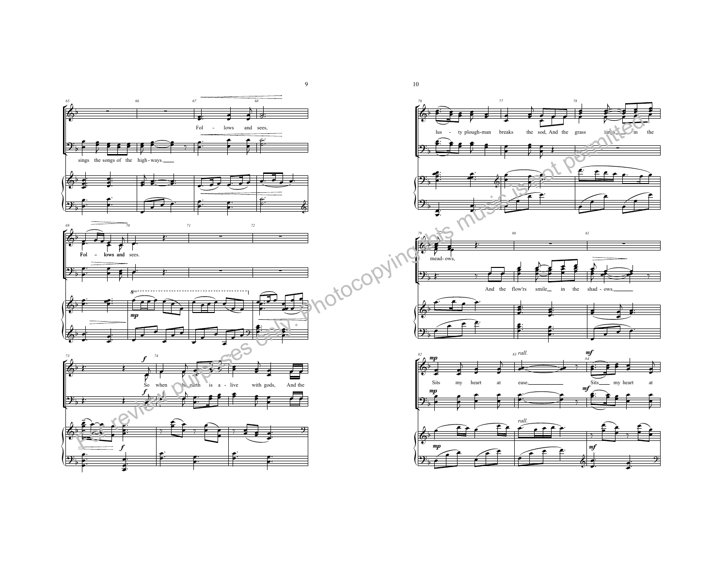Fol - lows and sees,

sings the songs of the high - ways.

Fol - lows and sees.

So when the earth is a - live with gods, And the

lus - ty plough-man breaks the sod, And the grass sings in the mead - ows,

And the flow'rs smile in the shad - ows,

Sits my heart at ease, Sits my heart at

For review purposes only. Photocopying this music is not permitted.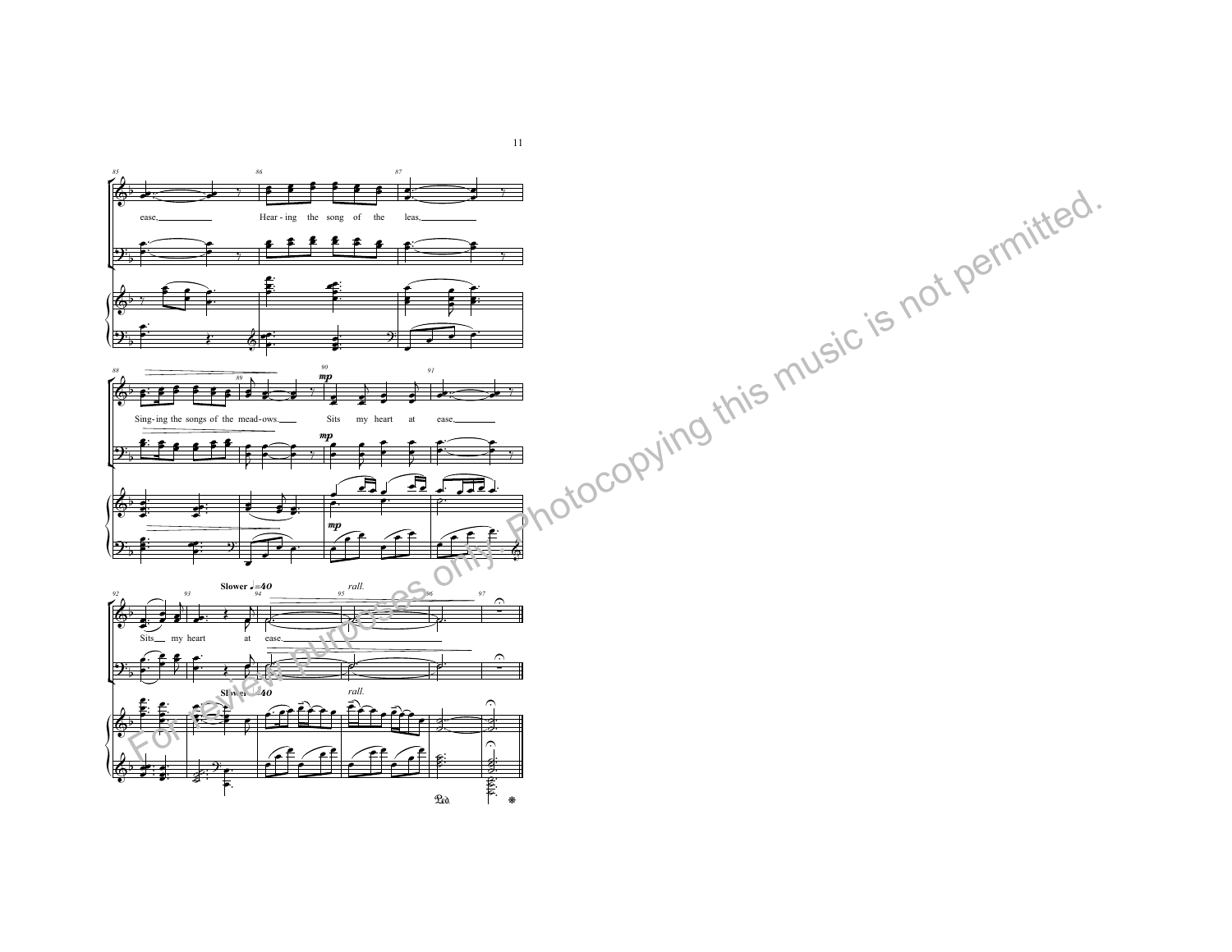ease, Hear-ing the song of the leas,

Sing-ing the songs of the mead-ows. Sits my heart at ease.

**Slower** ♩=40 *rall.*

Sits my heart at ease.

For review purposes only. Photocopying this music is not permitted.